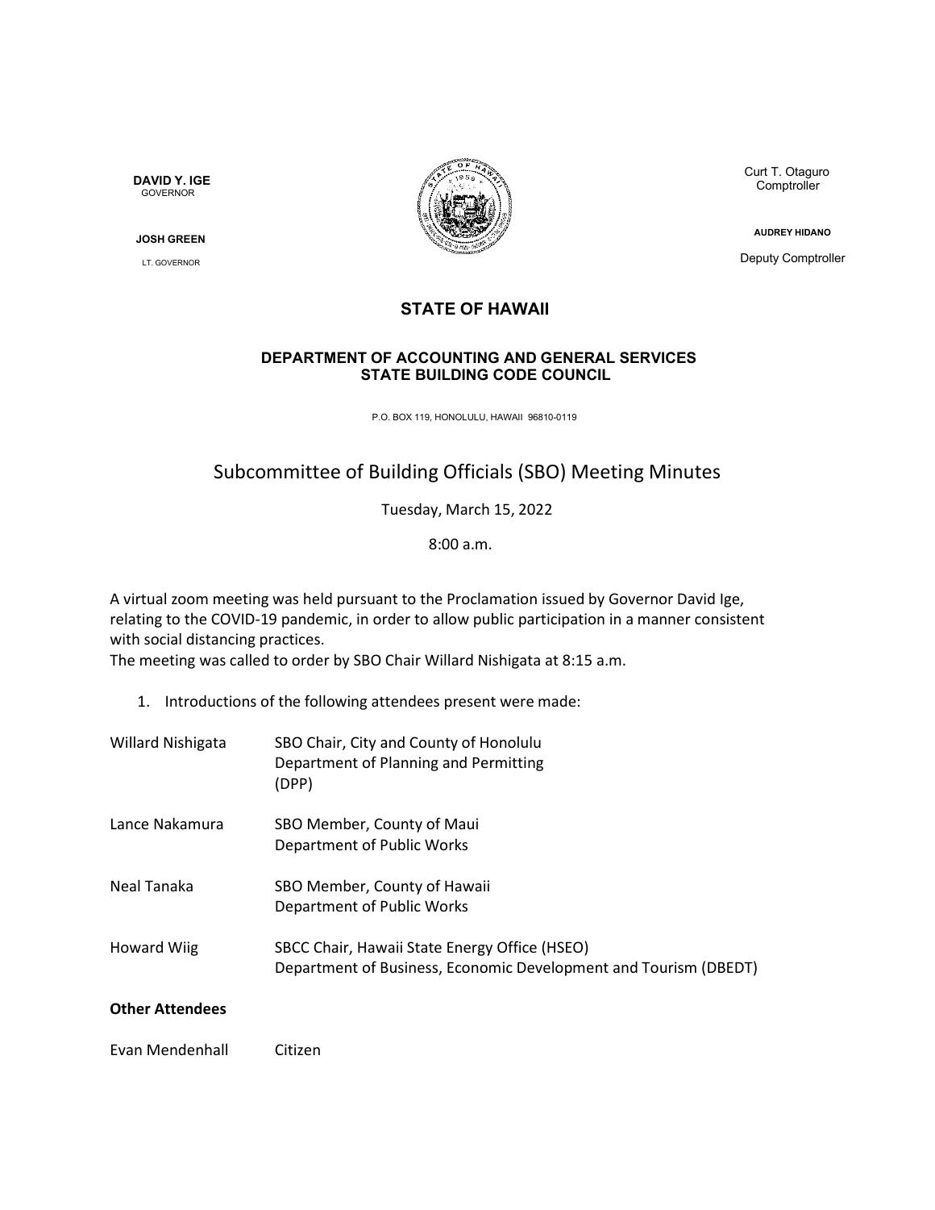**DAVID Y. IGE**
GOVERNOR

**JOSH GREEN**
LT. GOVERNOR

Curt T. Otaguro
Comptroller

**AUDREY HIDANO**
Deputy Comptroller

## STATE OF HAWAII

### DEPARTMENT OF ACCOUNTING AND GENERAL SERVICES
### STATE BUILDING CODE COUNCIL

P.O. BOX 119, HONOLULU, HAWAII 96810-0119

# Subcommittee of Building Officials (SBO) Meeting Minutes

Tuesday, March 15, 2022

8:00 a.m.

A virtual zoom meeting was held pursuant to the Proclamation issued by Governor David Ige, relating to the COVID-19 pandemic, in order to allow public participation in a manner consistent with social distancing practices.
The meeting was called to order by SBO Chair Willard Nishigata at 8:15 a.m.

1. Introductions of the following attendees present were made:

| | |
|---|---|
| Willard Nishigata | SBO Chair, City and County of Honolulu Department of Planning and Permitting (DPP) |
| Lance Nakamura | SBO Member, County of Maui Department of Public Works |
| Neal Tanaka | SBO Member, County of Hawaii Department of Public Works |
| Howard Wiig | SBCC Chair, Hawaii State Energy Office (HSEO) Department of Business, Economic Development and Tourism (DBEDT) |

**Other Attendees**

| | |
|---|---|
| Evan Mendenhall | Citizen |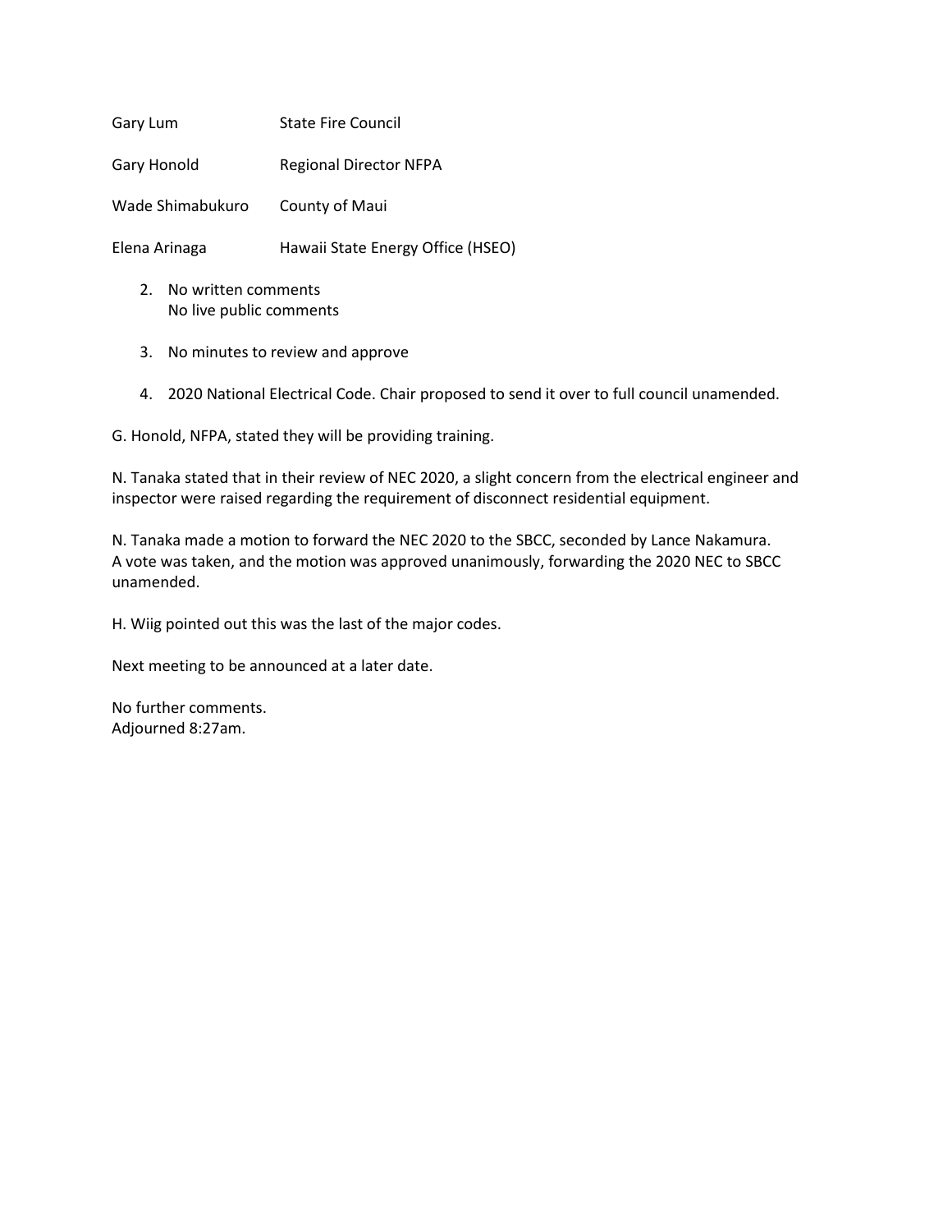| | |
|---|---|
| Gary Lum | State Fire Council |
| Gary Honold | Regional Director NFPA |
| Wade Shimabukuro | County of Maui |
| Elena Arinaga | Hawaii State Energy Office (HSEO) |

2. No written comments
   No live public comments

3. No minutes to review and approve

4. 2020 National Electrical Code. Chair proposed to send it over to full council unamended.

G. Honold, NFPA, stated they will be providing training.

N. Tanaka stated that in their review of NEC 2020, a slight concern from the electrical engineer and inspector were raised regarding the requirement of disconnect residential equipment.

N. Tanaka made a motion to forward the NEC 2020 to the SBCC, seconded by Lance Nakamura.
A vote was taken, and the motion was approved unanimously, forwarding the 2020 NEC to SBCC unamended.

H. Wiig pointed out this was the last of the major codes.

Next meeting to be announced at a later date.

No further comments.
Adjourned 8:27am.